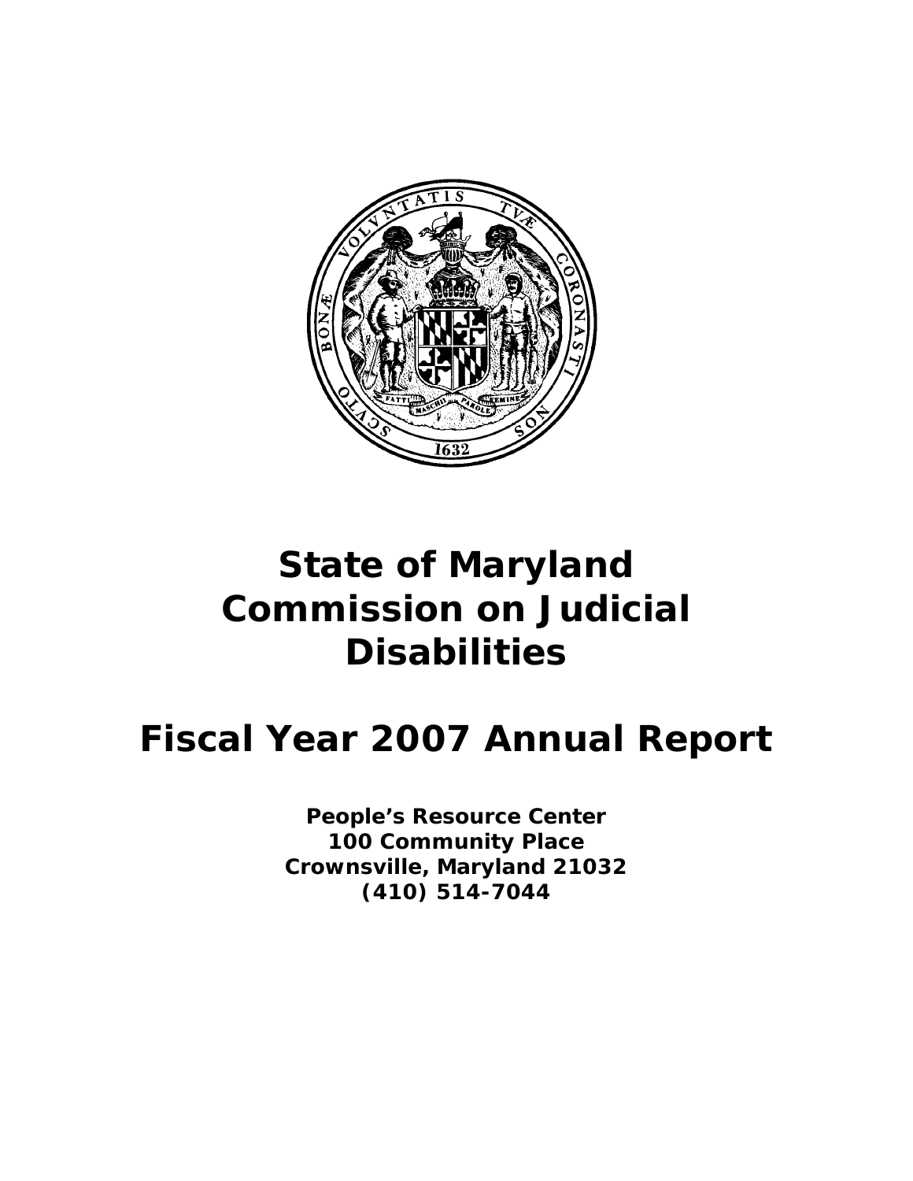# State of Maryland Commission on Judicial Disabilities

# Fiscal Year 2007 Annual Report

**People's Resource Center**
**100 Community Place**
**Crownsville, Maryland 21032**
**(410) 514-7044**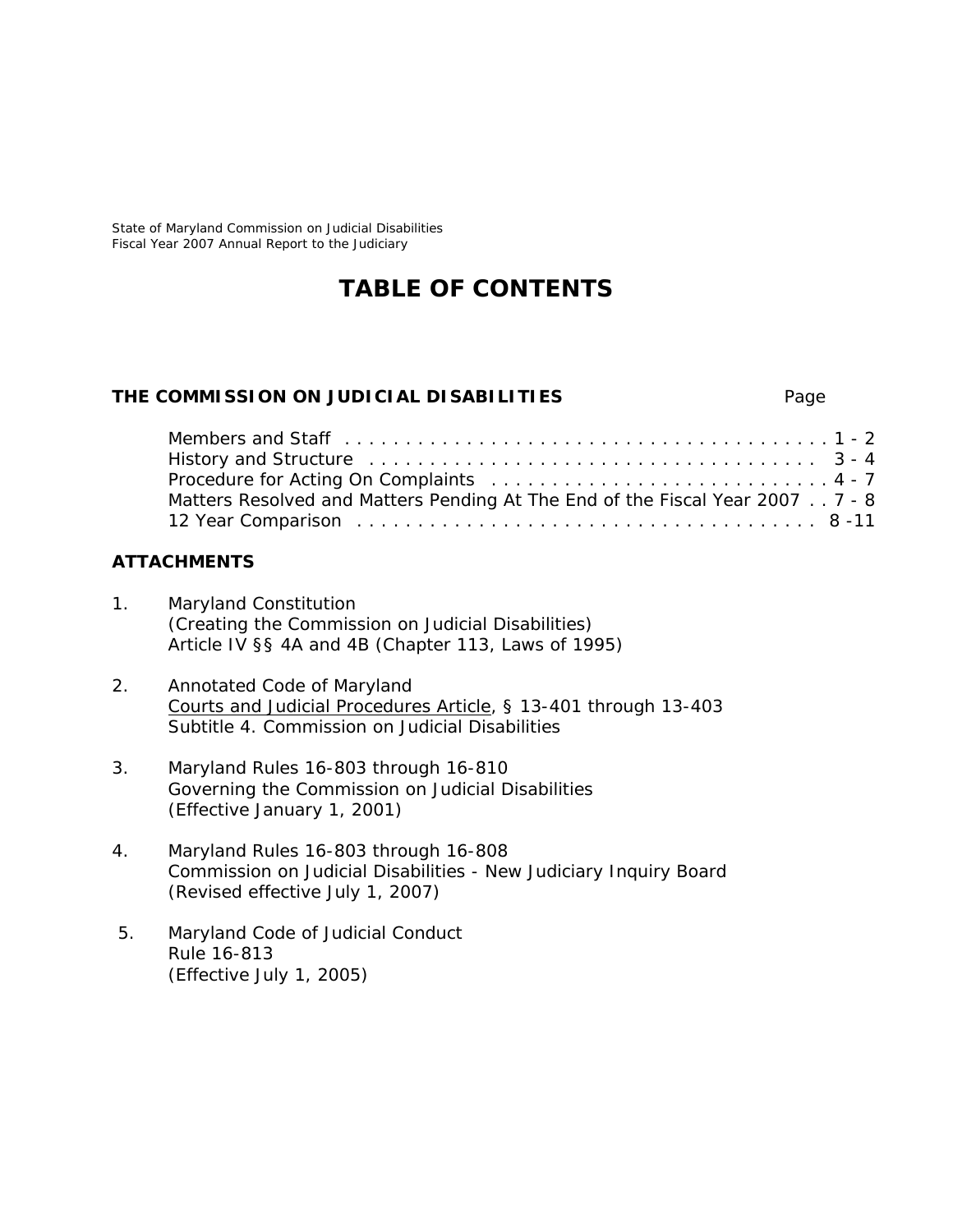State of Maryland Commission on Judicial Disabilities
Fiscal Year 2007 Annual Report to the Judiciary

# TABLE OF CONTENTS

## THE COMMISSION ON JUDICIAL DISABILITIES

| | Page |
|---|---|
| Members and Staff | 1 - 2 |
| History and Structure | 3 - 4 |
| Procedure for Acting On Complaints | 4 - 7 |
| Matters Resolved and Matters Pending At The End of the Fiscal Year 2007 | 7 - 8 |
| 12 Year Comparison | 8 -11 |

## ATTACHMENTS

1. Maryland Constitution
   (Creating the Commission on Judicial Disabilities)
   Article IV §§ 4A and 4B (Chapter 113, Laws of 1995)

2. Annotated Code of Maryland
   Courts and Judicial Procedures Article, § 13-401 through 13-403
   Subtitle 4. Commission on Judicial Disabilities

3. Maryland Rules 16-803 through 16-810
   Governing the Commission on Judicial Disabilities
   (Effective January 1, 2001)

4. Maryland Rules 16-803 through 16-808
   Commission on Judicial Disabilities - New Judiciary Inquiry Board
   (Revised effective July 1, 2007)

5. Maryland Code of Judicial Conduct
   Rule 16-813
   (Effective July 1, 2005)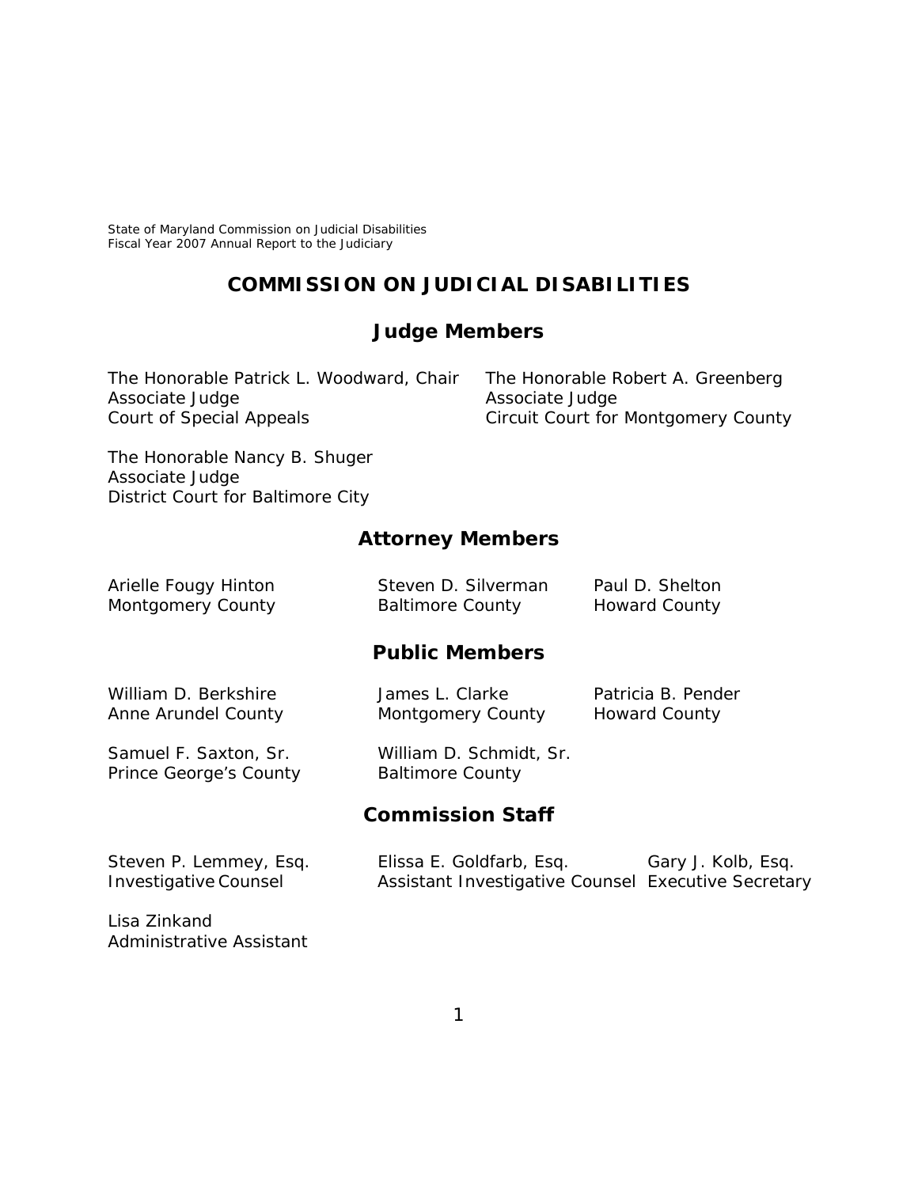State of Maryland Commission on Judicial Disabilities
Fiscal Year 2007 Annual Report to the Judiciary

# COMMISSION ON JUDICIAL DISABILITIES

## Judge Members

The Honorable Patrick L. Woodward, Chair
Associate Judge
Court of Special Appeals

The Honorable Robert A. Greenberg
Associate Judge
Circuit Court for Montgomery County

The Honorable Nancy B. Shuger
Associate Judge
District Court for Baltimore City

## Attorney Members

Arielle Fougy Hinton
Montgomery County

Steven D. Silverman
Baltimore County

Paul D. Shelton
Howard County

## Public Members

William D. Berkshire
Anne Arundel County

James L. Clarke
Montgomery County

Patricia B. Pender
Howard County

Samuel F. Saxton, Sr.
Prince George's County

William D. Schmidt, Sr.
Baltimore County

## Commission Staff

Steven P. Lemmey, Esq.
Investigative Counsel

Elissa E. Goldfarb, Esq.
Assistant Investigative Counsel

Gary J. Kolb, Esq.
Executive Secretary

Lisa Zinkand
Administrative Assistant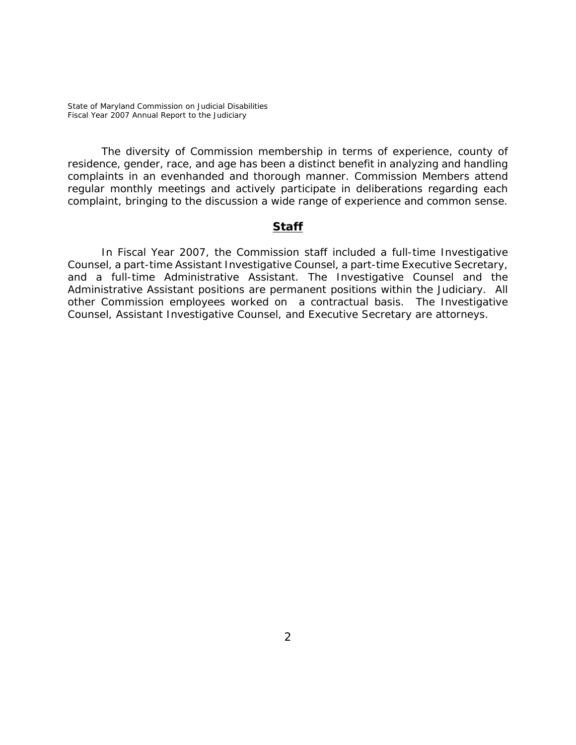The diversity of Commission membership in terms of experience, county of residence, gender, race, and age has been a distinct benefit in analyzing and handling complaints in an evenhanded and thorough manner. Commission Members attend regular monthly meetings and actively participate in deliberations regarding each complaint, bringing to the discussion a wide range of experience and common sense.

## Staff

In Fiscal Year 2007, the Commission staff included a full-time Investigative Counsel, a part-time Assistant Investigative Counsel, a part-time Executive Secretary, and a full-time Administrative Assistant. The Investigative Counsel and the Administrative Assistant positions are permanent positions within the Judiciary. All other Commission employees worked on a contractual basis. The Investigative Counsel, Assistant Investigative Counsel, and Executive Secretary are attorneys.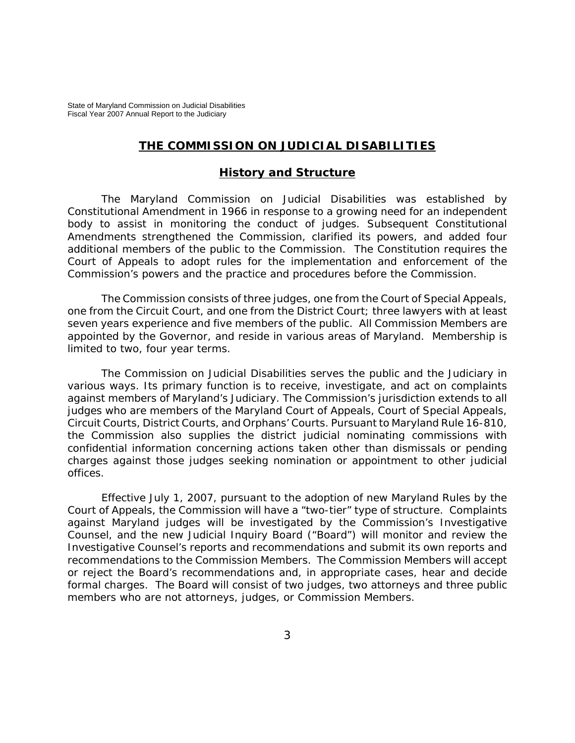# THE COMMISSION ON JUDICIAL DISABILITIES

## History and Structure

The Maryland Commission on Judicial Disabilities was established by Constitutional Amendment in 1966 in response to a growing need for an independent body to assist in monitoring the conduct of judges. Subsequent Constitutional Amendments strengthened the Commission, clarified its powers, and added four additional members of the public to the Commission. The Constitution requires the Court of Appeals to adopt rules for the implementation and enforcement of the Commission's powers and the practice and procedures before the Commission.

The Commission consists of three judges, one from the Court of Special Appeals, one from the Circuit Court, and one from the District Court; three lawyers with at least seven years experience and five members of the public. All Commission Members are appointed by the Governor, and reside in various areas of Maryland. Membership is limited to two, four year terms.

The Commission on Judicial Disabilities serves the public and the Judiciary in various ways. Its primary function is to receive, investigate, and act on complaints against members of Maryland's Judiciary. The Commission's jurisdiction extends to all judges who are members of the Maryland Court of Appeals, Court of Special Appeals, Circuit Courts, District Courts, and Orphans' Courts. Pursuant to Maryland Rule 16-810, the Commission also supplies the district judicial nominating commissions with confidential information concerning actions taken other than dismissals or pending charges against those judges seeking nomination or appointment to other judicial offices.

Effective July 1, 2007, pursuant to the adoption of new Maryland Rules by the Court of Appeals, the Commission will have a "two-tier" type of structure. Complaints against Maryland judges will be investigated by the Commission's Investigative Counsel, and the new Judicial Inquiry Board ("Board") will monitor and review the Investigative Counsel's reports and recommendations and submit its own reports and recommendations to the Commission Members. The Commission Members will accept or reject the Board's recommendations and, in appropriate cases, hear and decide formal charges. The Board will consist of two judges, two attorneys and three public members who are not attorneys, judges, or Commission Members.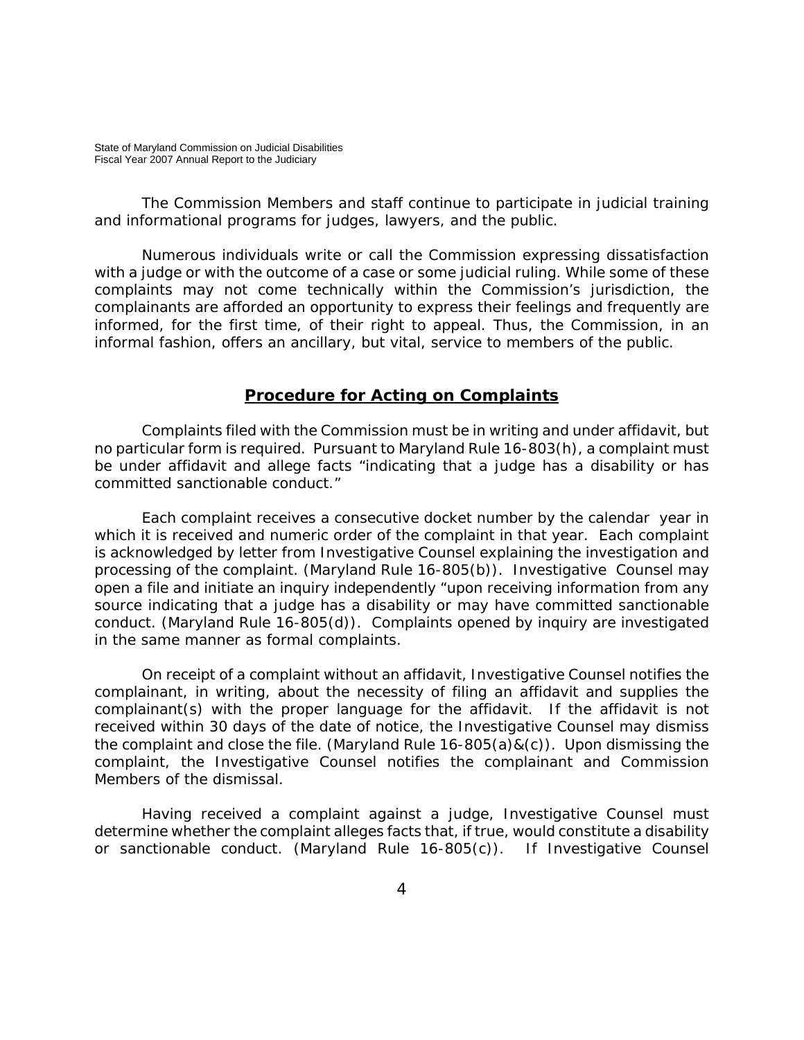The Commission Members and staff continue to participate in judicial training and informational programs for judges, lawyers, and the public.

Numerous individuals write or call the Commission expressing dissatisfaction with a judge or with the outcome of a case or some judicial ruling. While some of these complaints may not come technically within the Commission's jurisdiction, the complainants are afforded an opportunity to express their feelings and frequently are informed, for the first time, of their right to appeal. Thus, the Commission, in an informal fashion, offers an ancillary, but vital, service to members of the public.

## **Procedure for Acting on Complaints**

Complaints filed with the Commission must be in writing and under affidavit, but no particular form is required. Pursuant to Maryland Rule 16-803(h), a complaint must be under affidavit and allege facts "indicating that a judge has a disability or has committed sanctionable conduct."

Each complaint receives a consecutive docket number by the calendar year in which it is received and numeric order of the complaint in that year. Each complaint is acknowledged by letter from Investigative Counsel explaining the investigation and processing of the complaint. (Maryland Rule 16-805(b)). Investigative Counsel may open a file and initiate an inquiry independently "upon receiving information from any source indicating that a judge has a disability or may have committed sanctionable conduct. (Maryland Rule 16-805(d)). Complaints opened by inquiry are investigated in the same manner as formal complaints.

On receipt of a complaint without an affidavit, Investigative Counsel notifies the complainant, in writing, about the necessity of filing an affidavit and supplies the complainant(s) with the proper language for the affidavit. If the affidavit is not received within 30 days of the date of notice, the Investigative Counsel may dismiss the complaint and close the file. (Maryland Rule 16-805(a)&(c)). Upon dismissing the complaint, the Investigative Counsel notifies the complainant and Commission Members of the dismissal.

Having received a complaint against a judge, Investigative Counsel must determine whether the complaint alleges facts that, if true, would constitute a disability or sanctionable conduct. (Maryland Rule 16-805(c)). If Investigative Counsel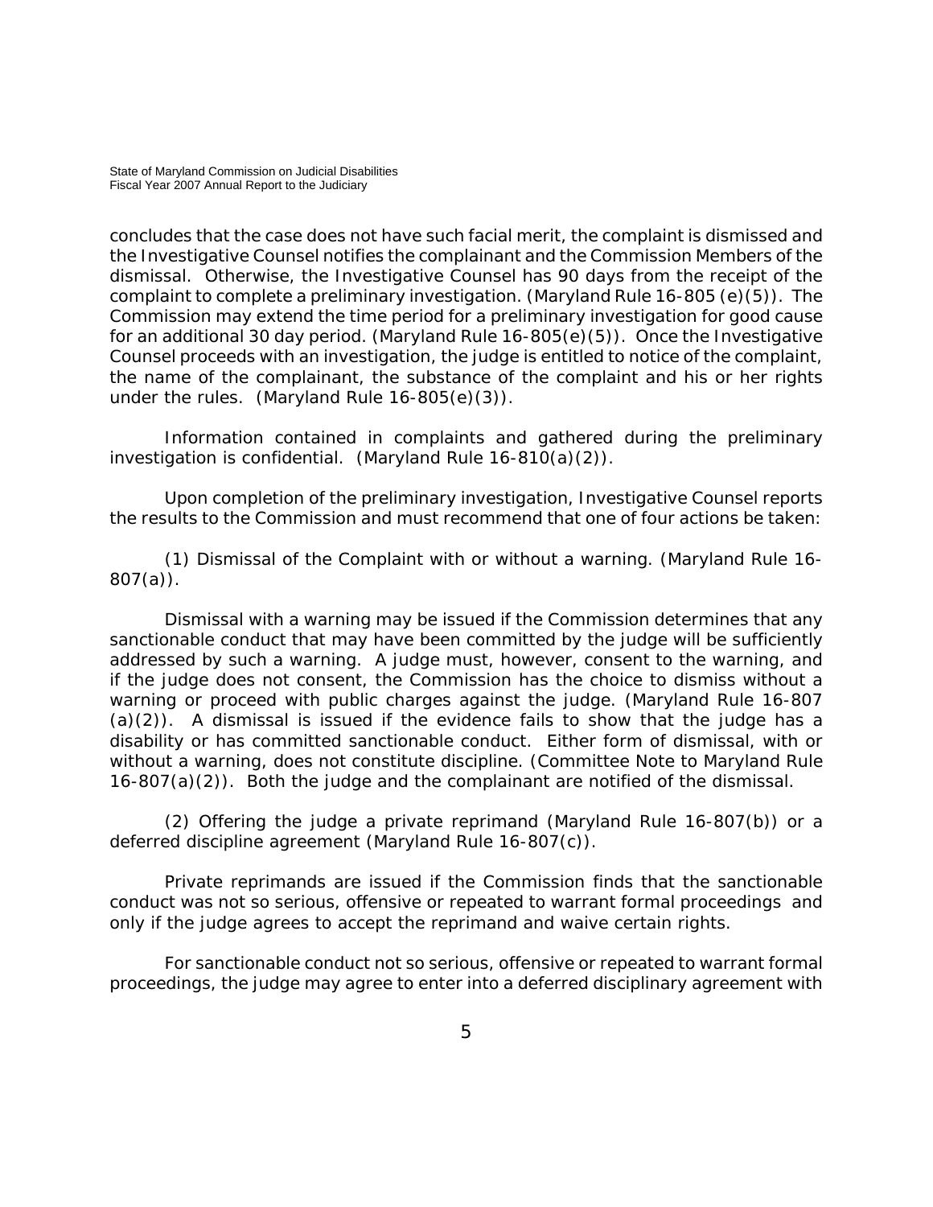concludes that the case does not have such facial merit, the complaint is dismissed and the Investigative Counsel notifies the complainant and the Commission Members of the dismissal. Otherwise, the Investigative Counsel has 90 days from the receipt of the complaint to complete a preliminary investigation. (Maryland Rule 16-805 (e)(5)). The Commission may extend the time period for a preliminary investigation for good cause for an additional 30 day period. (Maryland Rule 16-805(e)(5)). Once the Investigative Counsel proceeds with an investigation, the judge is entitled to notice of the complaint, the name of the complainant, the substance of the complaint and his or her rights under the rules. (Maryland Rule 16-805(e)(3)).

Information contained in complaints and gathered during the preliminary investigation is confidential. (Maryland Rule 16-810(a)(2)).

Upon completion of the preliminary investigation, Investigative Counsel reports the results to the Commission and must recommend that one of four actions be taken:

(1) Dismissal of the Complaint with or without a warning. (Maryland Rule 16-807(a)).

Dismissal with a warning may be issued if the Commission determines that any sanctionable conduct that may have been committed by the judge will be sufficiently addressed by such a warning. A judge must, however, consent to the warning, and if the judge does not consent, the Commission has the choice to dismiss without a warning or proceed with public charges against the judge. (Maryland Rule 16-807 (a)(2)). A dismissal is issued if the evidence fails to show that the judge has a disability or has committed sanctionable conduct. Either form of dismissal, with or without a warning, does not constitute discipline. (Committee Note to Maryland Rule 16-807(a)(2)). Both the judge and the complainant are notified of the dismissal.

(2) Offering the judge a private reprimand (Maryland Rule 16-807(b)) or a deferred discipline agreement (Maryland Rule 16-807(c)).

Private reprimands are issued if the Commission finds that the sanctionable conduct was not so serious, offensive or repeated to warrant formal proceedings and only if the judge agrees to accept the reprimand and waive certain rights.

For sanctionable conduct not so serious, offensive or repeated to warrant formal proceedings, the judge may agree to enter into a deferred disciplinary agreement with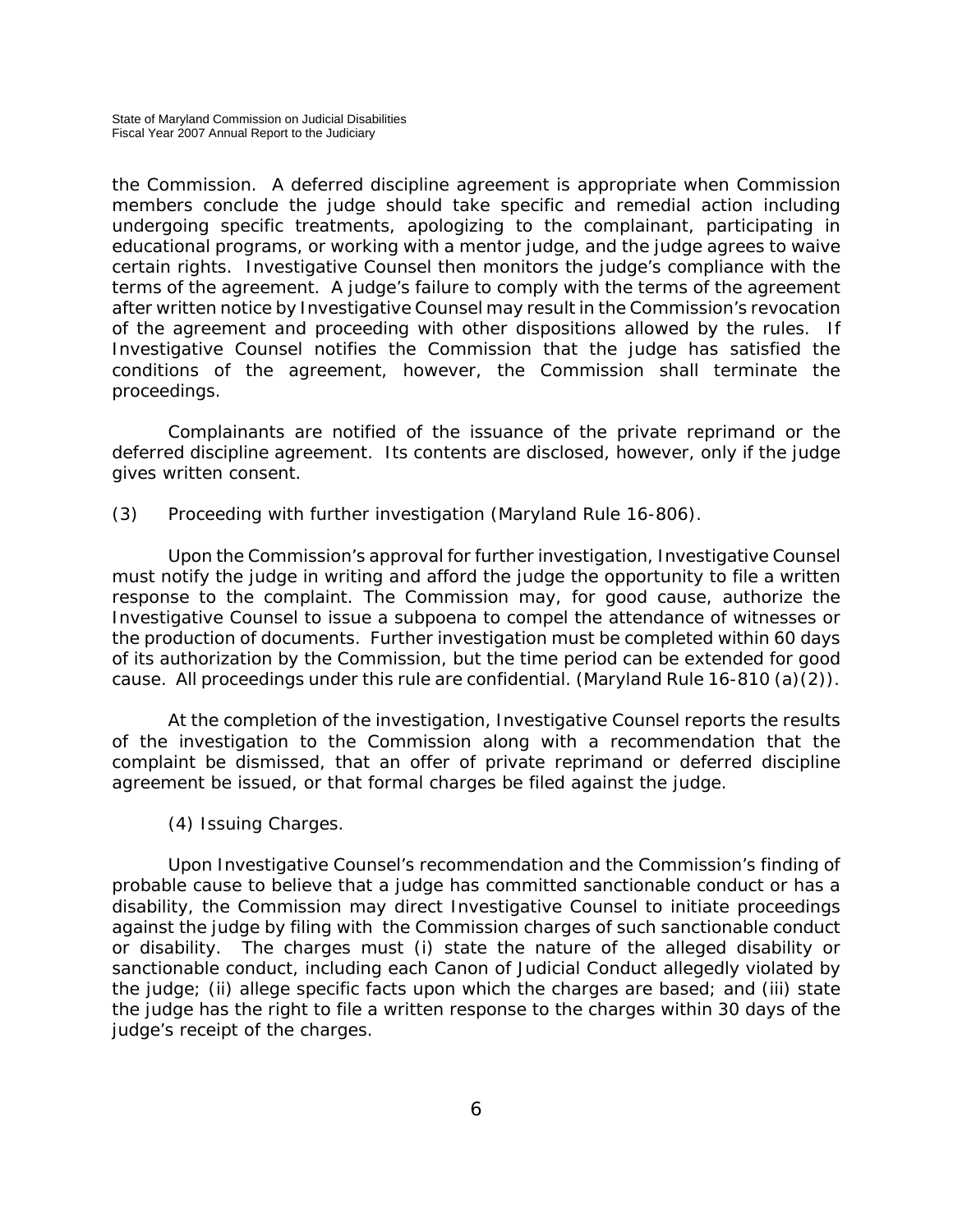the Commission. A deferred discipline agreement is appropriate when Commission members conclude the judge should take specific and remedial action including undergoing specific treatments, apologizing to the complainant, participating in educational programs, or working with a mentor judge, and the judge agrees to waive certain rights. Investigative Counsel then monitors the judge's compliance with the terms of the agreement. A judge's failure to comply with the terms of the agreement after written notice by Investigative Counsel may result in the Commission's revocation of the agreement and proceeding with other dispositions allowed by the rules. If Investigative Counsel notifies the Commission that the judge has satisfied the conditions of the agreement, however, the Commission shall terminate the proceedings.

Complainants are notified of the issuance of the private reprimand or the deferred discipline agreement. Its contents are disclosed, however, only if the judge gives written consent.

(3) Proceeding with further investigation (Maryland Rule 16-806).

Upon the Commission's approval for further investigation, Investigative Counsel must notify the judge in writing and afford the judge the opportunity to file a written response to the complaint. The Commission may, for good cause, authorize the Investigative Counsel to issue a subpoena to compel the attendance of witnesses or the production of documents. Further investigation must be completed within 60 days of its authorization by the Commission, but the time period can be extended for good cause. All proceedings under this rule are confidential. (Maryland Rule 16-810 (a)(2)).

At the completion of the investigation, Investigative Counsel reports the results of the investigation to the Commission along with a recommendation that the complaint be dismissed, that an offer of private reprimand or deferred discipline agreement be issued, or that formal charges be filed against the judge.

(4) Issuing Charges.

Upon Investigative Counsel's recommendation and the Commission's finding of probable cause to believe that a judge has committed sanctionable conduct or has a disability, the Commission may direct Investigative Counsel to initiate proceedings against the judge by filing with the Commission charges of such sanctionable conduct or disability. The charges must (i) state the nature of the alleged disability or sanctionable conduct, including each Canon of Judicial Conduct allegedly violated by the judge; (ii) allege specific facts upon which the charges are based; and (iii) state the judge has the right to file a written response to the charges within 30 days of the judge's receipt of the charges.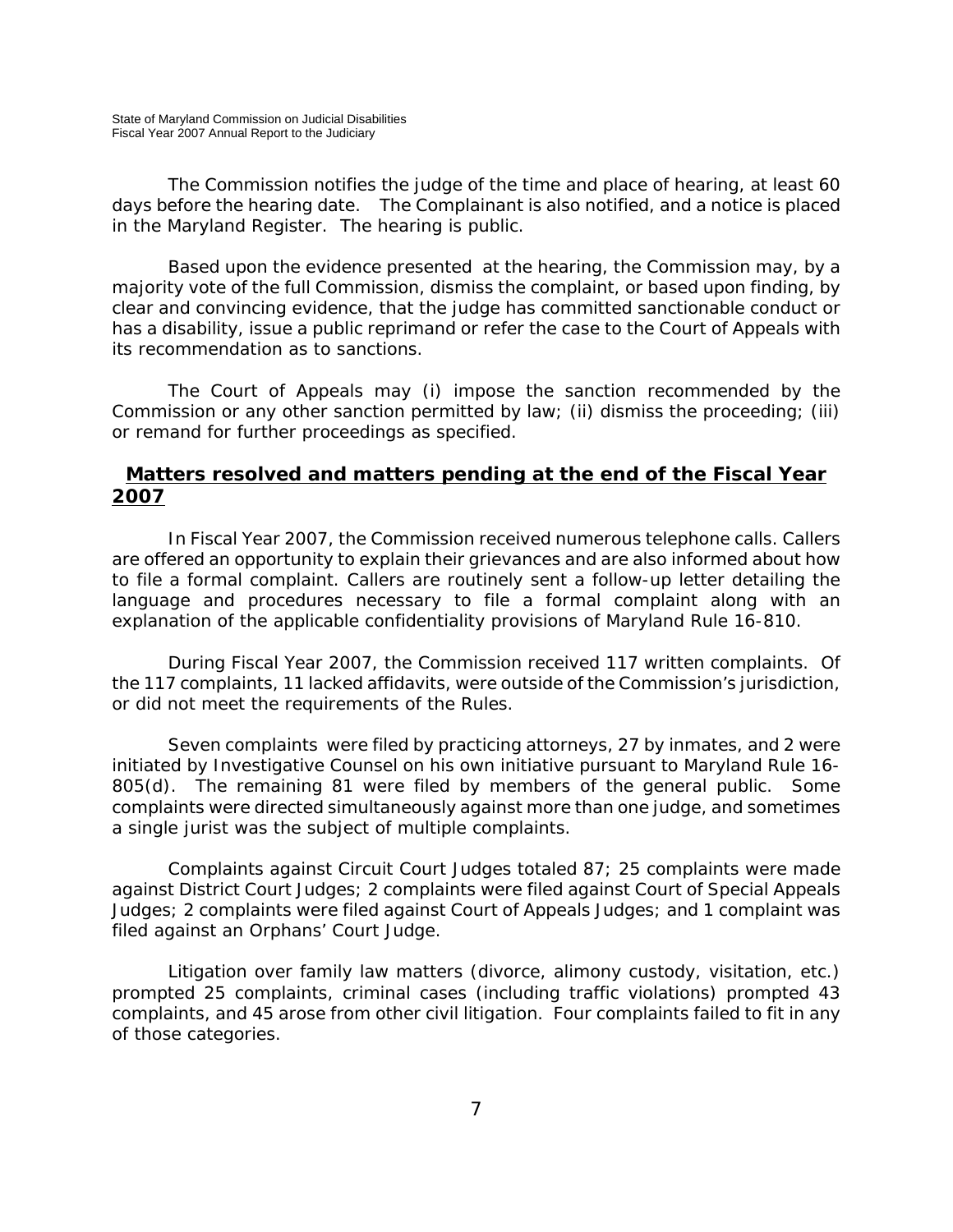The Commission notifies the judge of the time and place of hearing, at least 60 days before the hearing date. The Complainant is also notified, and a notice is placed in the Maryland Register. The hearing is public.

Based upon the evidence presented at the hearing, the Commission may, by a majority vote of the full Commission, dismiss the complaint, or based upon finding, by clear and convincing evidence, that the judge has committed sanctionable conduct or has a disability, issue a public reprimand or refer the case to the Court of Appeals with its recommendation as to sanctions.

The Court of Appeals may (i) impose the sanction recommended by the Commission or any other sanction permitted by law; (ii) dismiss the proceeding; (iii) or remand for further proceedings as specified.

## Matters resolved and matters pending at the end of the Fiscal Year 2007

In Fiscal Year 2007, the Commission received numerous telephone calls. Callers are offered an opportunity to explain their grievances and are also informed about how to file a formal complaint. Callers are routinely sent a follow-up letter detailing the language and procedures necessary to file a formal complaint along with an explanation of the applicable confidentiality provisions of Maryland Rule 16-810.

During Fiscal Year 2007, the Commission received 117 written complaints. Of the 117 complaints, 11 lacked affidavits, were outside of the Commission's jurisdiction, or did not meet the requirements of the Rules.

Seven complaints were filed by practicing attorneys, 27 by inmates, and 2 were initiated by Investigative Counsel on his own initiative pursuant to Maryland Rule 16-805(d). The remaining 81 were filed by members of the general public. Some complaints were directed simultaneously against more than one judge, and sometimes a single jurist was the subject of multiple complaints.

Complaints against Circuit Court Judges totaled 87; 25 complaints were made against District Court Judges; 2 complaints were filed against Court of Special Appeals Judges; 2 complaints were filed against Court of Appeals Judges; and 1 complaint was filed against an Orphans' Court Judge.

Litigation over family law matters (divorce, alimony custody, visitation, etc.) prompted 25 complaints, criminal cases (including traffic violations) prompted 43 complaints, and 45 arose from other civil litigation. Four complaints failed to fit in any of those categories.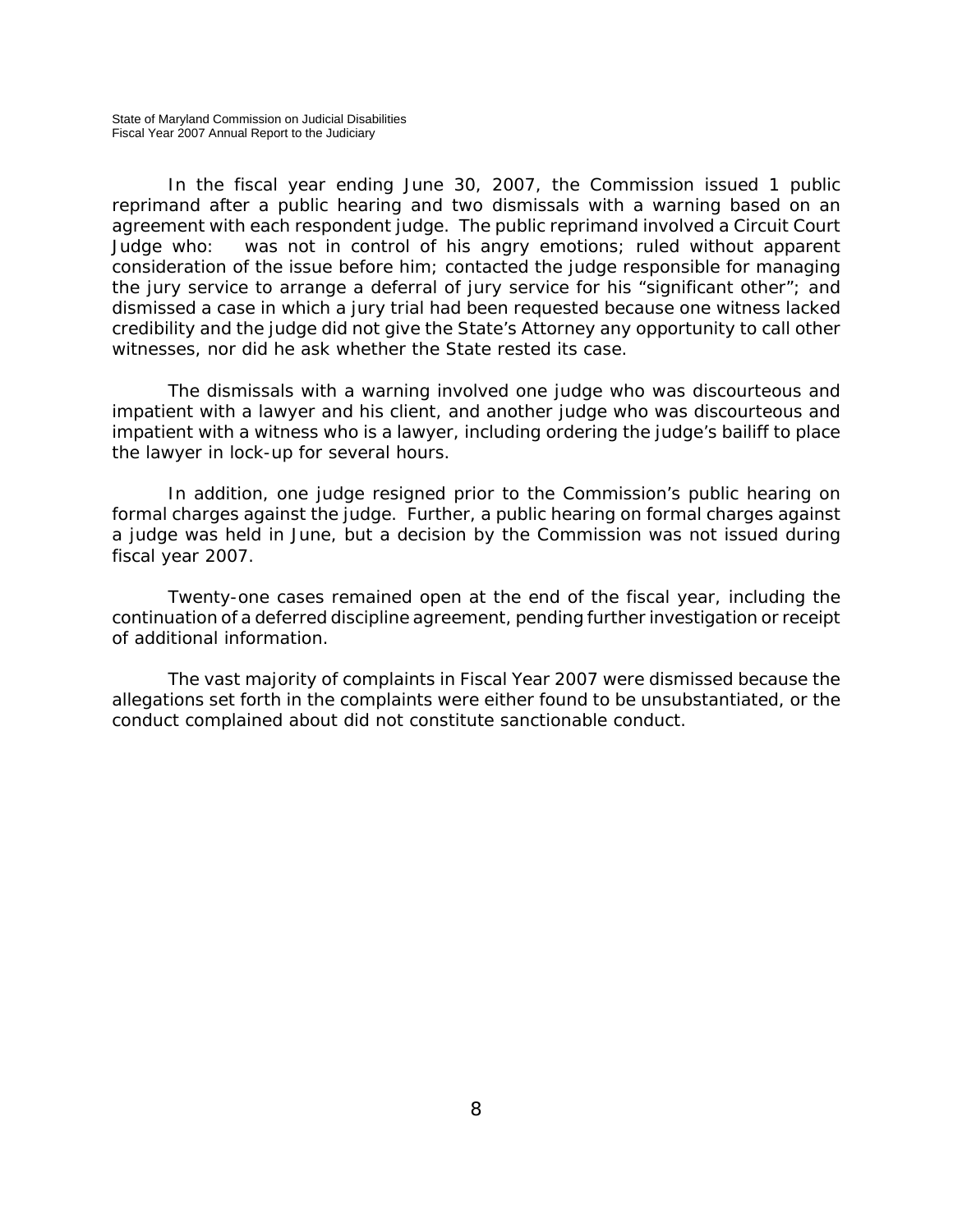In the fiscal year ending June 30, 2007, the Commission issued 1 public reprimand after a public hearing and two dismissals with a warning based on an agreement with each respondent judge. The public reprimand involved a Circuit Court Judge who: was not in control of his angry emotions; ruled without apparent consideration of the issue before him; contacted the judge responsible for managing the jury service to arrange a deferral of jury service for his "significant other"; and dismissed a case in which a jury trial had been requested because one witness lacked credibility and the judge did not give the State's Attorney any opportunity to call other witnesses, nor did he ask whether the State rested its case.

The dismissals with a warning involved one judge who was discourteous and impatient with a lawyer and his client, and another judge who was discourteous and impatient with a witness who is a lawyer, including ordering the judge's bailiff to place the lawyer in lock-up for several hours.

In addition, one judge resigned prior to the Commission's public hearing on formal charges against the judge. Further, a public hearing on formal charges against a judge was held in June, but a decision by the Commission was not issued during fiscal year 2007.

Twenty-one cases remained open at the end of the fiscal year, including the continuation of a deferred discipline agreement, pending further investigation or receipt of additional information.

The vast majority of complaints in Fiscal Year 2007 were dismissed because the allegations set forth in the complaints were either found to be unsubstantiated, or the conduct complained about did not constitute sanctionable conduct.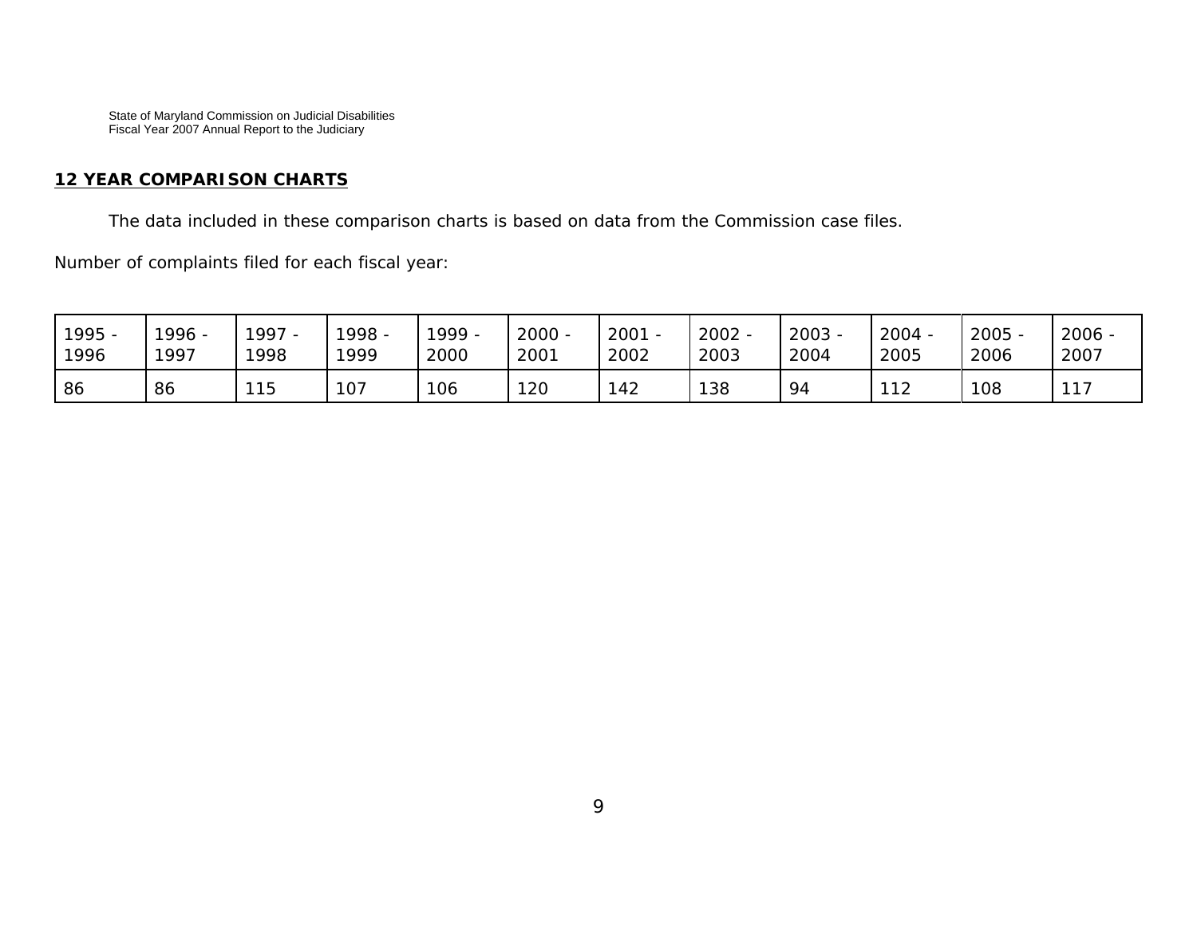## 12 YEAR COMPARISON CHARTS

The data included in these comparison charts is based on data from the Commission case files.

Number of complaints filed for each fiscal year:

| 1995 - 1996 | 1996 - 1997 | 1997 - 1998 | 1998 - 1999 | 1999 - 2000 | 2000 - 2001 | 2001 - 2002 | 2002 - 2003 | 2003 - 2004 | 2004 - 2005 | 2005 - 2006 | 2006 - 2007 |
|---|---|---|---|---|---|---|---|---|---|---|---|
| 86 | 86 | 115 | 107 | 106 | 120 | 142 | 138 | 94 | 112 | 108 | 117 |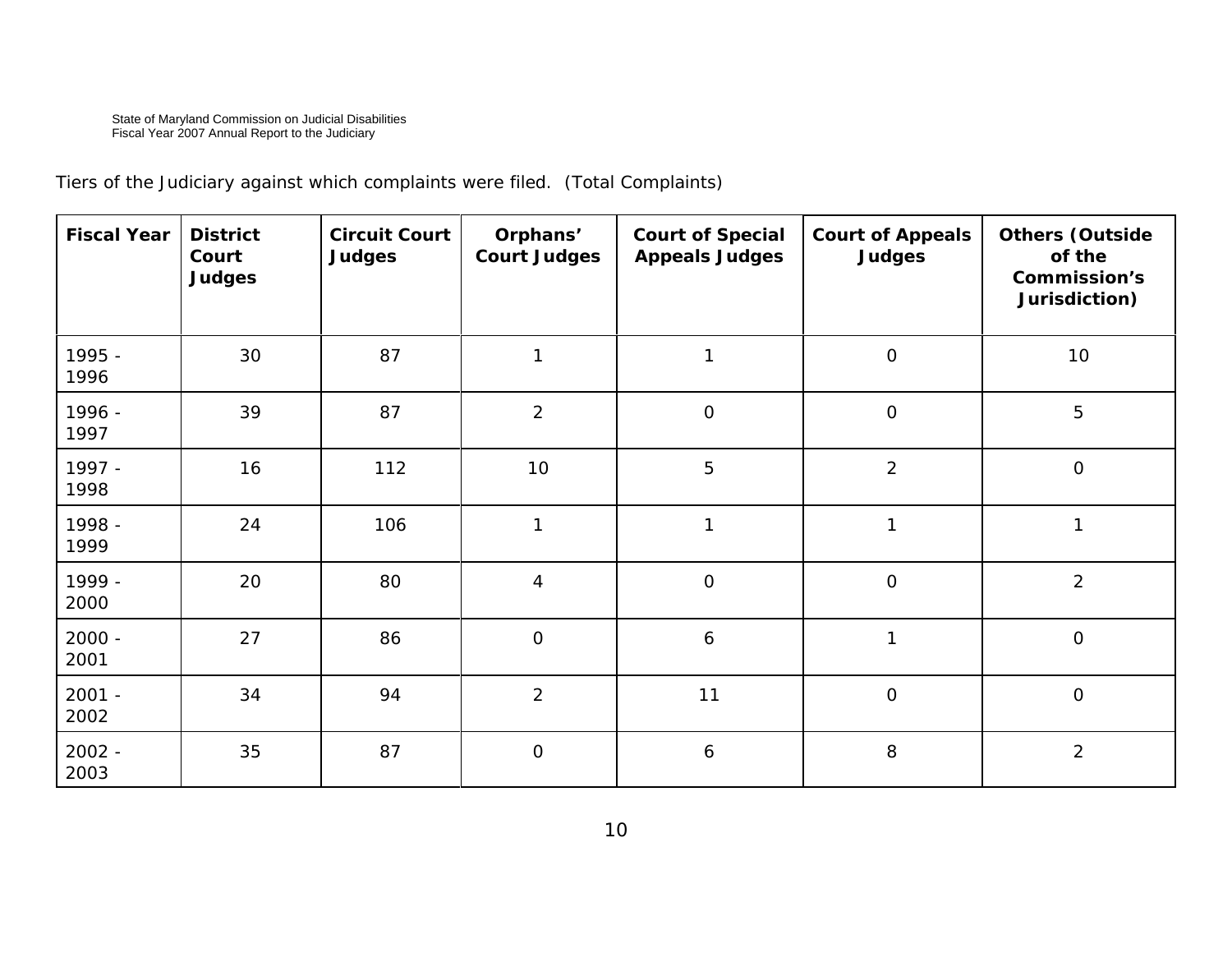Tiers of the Judiciary against which complaints were filed. (Total Complaints)

| Fiscal Year | District Court Judges | Circuit Court Judges | Orphans' Court Judges | Court of Special Appeals Judges | Court of Appeals Judges | Others (Outside of the Commission's Jurisdiction) |
|---|---|---|---|---|---|---|
| 1995 - 1996 | 30 | 87 | 1 | 1 | 0 | 10 |
| 1996 - 1997 | 39 | 87 | 2 | 0 | 0 | 5 |
| 1997 - 1998 | 16 | 112 | 10 | 5 | 2 | 0 |
| 1998 - 1999 | 24 | 106 | 1 | 1 | 1 | 1 |
| 1999 - 2000 | 20 | 80 | 4 | 0 | 0 | 2 |
| 2000 - 2001 | 27 | 86 | 0 | 6 | 1 | 0 |
| 2001 - 2002 | 34 | 94 | 2 | 11 | 0 | 0 |
| 2002 - 2003 | 35 | 87 | 0 | 6 | 8 | 2 |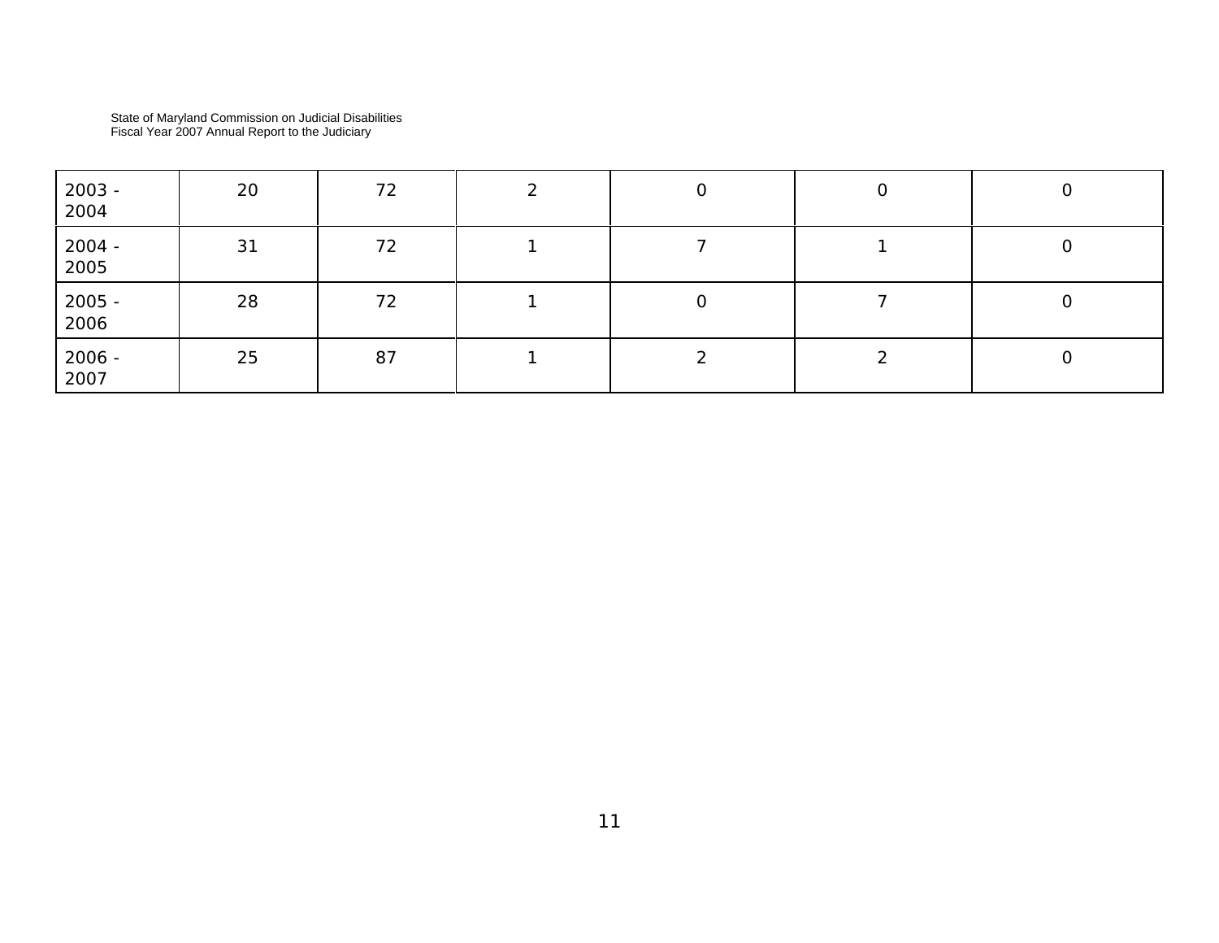| | | | | | | |
|---|---|---|---|---|---|---|
| 2003 - 2004 | 20 | 72 | 2 | 0 | 0 | 0 |
| 2004 - 2005 | 31 | 72 | 1 | 7 | 1 | 0 |
| 2005 - 2006 | 28 | 72 | 1 | 0 | 7 | 0 |
| 2006 - 2007 | 25 | 87 | 1 | 2 | 2 | 0 |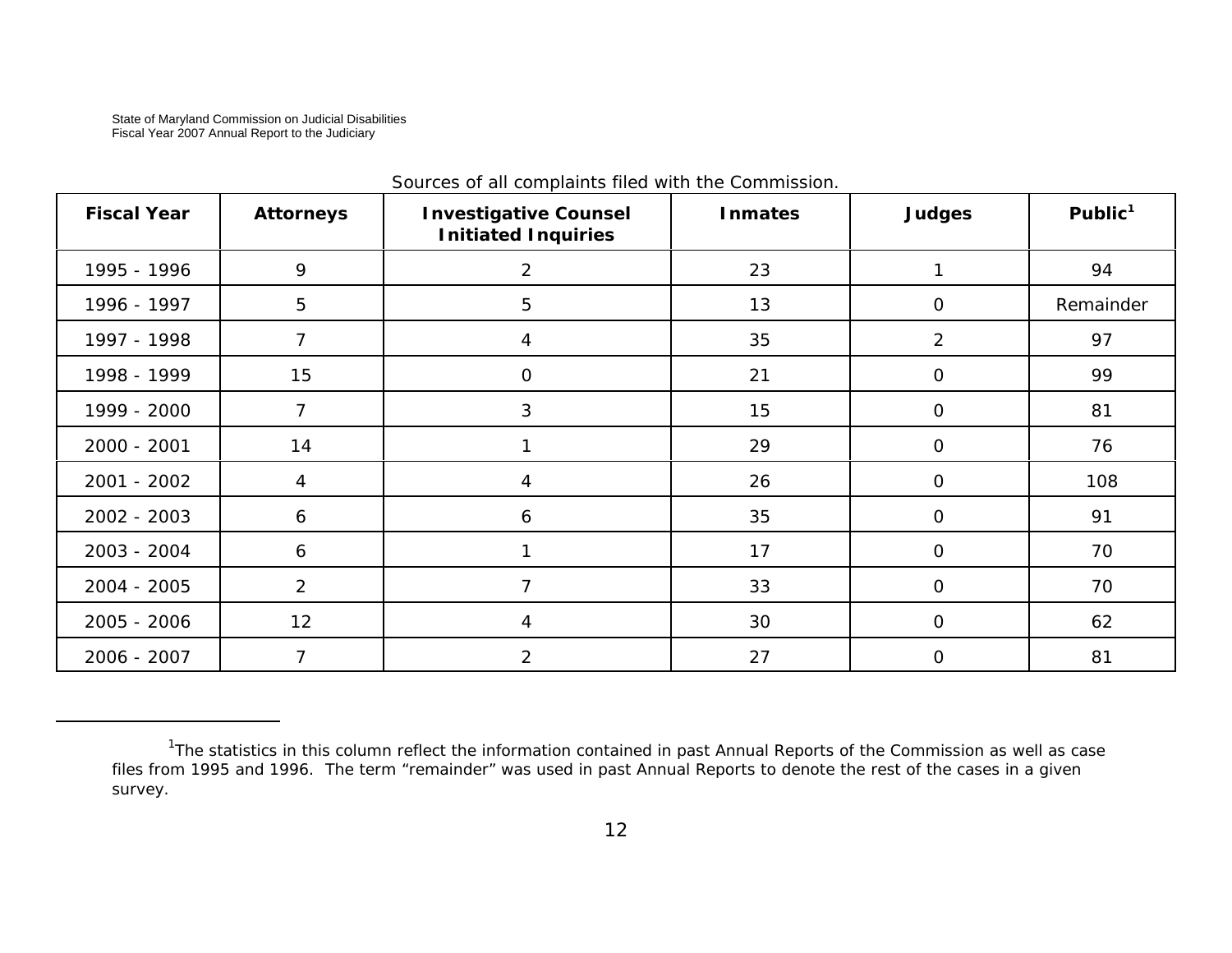Sources of all complaints filed with the Commission.

| Fiscal Year | Attorneys | Investigative Counsel Initiated Inquiries | Inmates | Judges | Public[1] |
|---|---|---|---|---|---|
| 1995 - 1996 | 9 | 2 | 23 | 1 | 94 |
| 1996 - 1997 | 5 | 5 | 13 | 0 | Remainder |
| 1997 - 1998 | 7 | 4 | 35 | 2 | 97 |
| 1998 - 1999 | 15 | 0 | 21 | 0 | 99 |
| 1999 - 2000 | 7 | 3 | 15 | 0 | 81 |
| 2000 - 2001 | 14 | 1 | 29 | 0 | 76 |
| 2001 - 2002 | 4 | 4 | 26 | 0 | 108 |
| 2002 - 2003 | 6 | 6 | 35 | 0 | 91 |
| 2003 - 2004 | 6 | 1 | 17 | 0 | 70 |
| 2004 - 2005 | 2 | 7 | 33 | 0 | 70 |
| 2005 - 2006 | 12 | 4 | 30 | 0 | 62 |
| 2006 - 2007 | 7 | 2 | 27 | 0 | 81 |

[1]The statistics in this column reflect the information contained in past Annual Reports of the Commission as well as case files from 1995 and 1996. The term "remainder" was used in past Annual Reports to denote the rest of the cases in a given survey.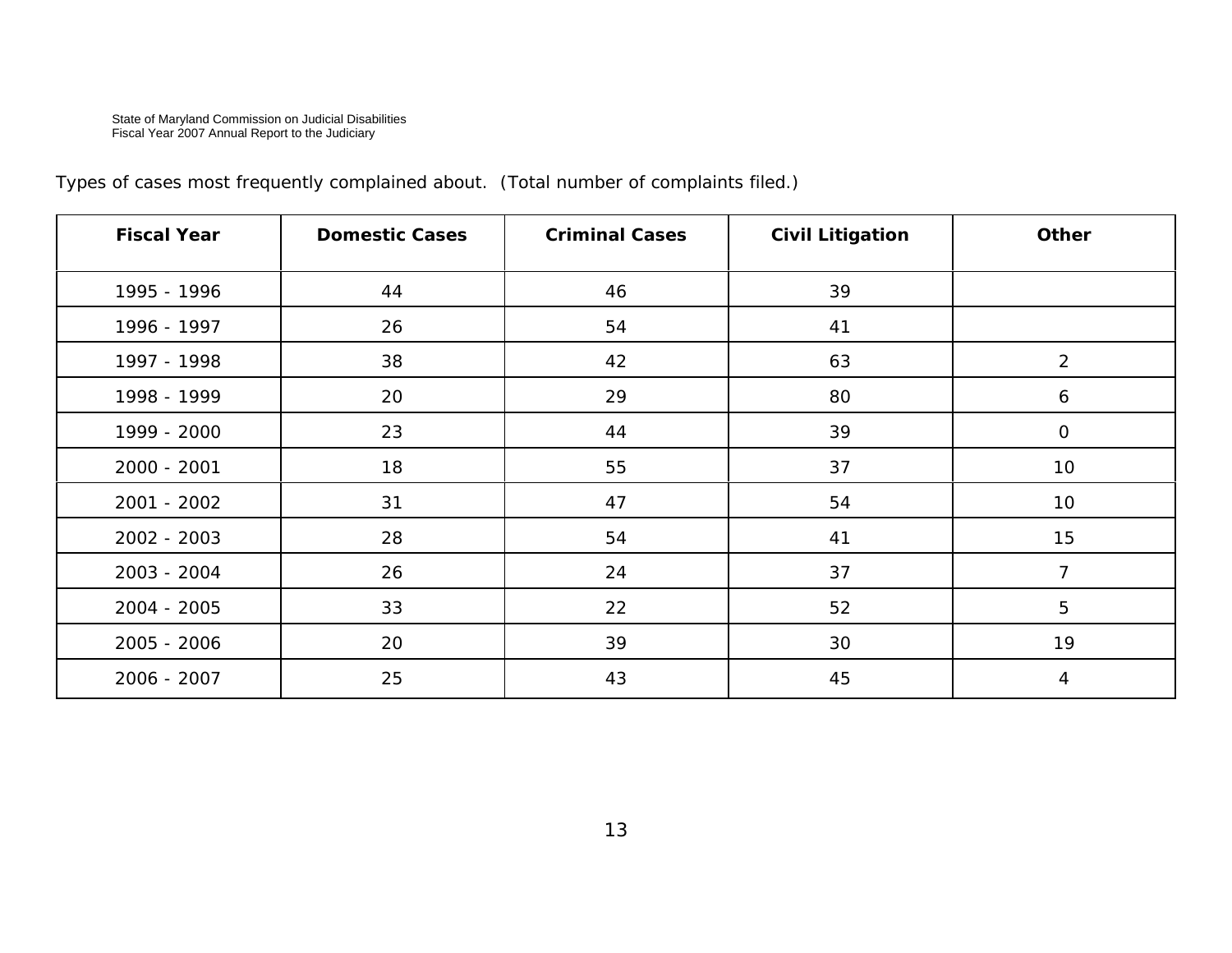State of Maryland Commission on Judicial Disabilities
Fiscal Year 2007 Annual Report to the Judiciary

Types of cases most frequently complained about. (Total number of complaints filed.)

| Fiscal Year | Domestic Cases | Criminal Cases | Civil Litigation | Other |
|---|---|---|---|---|
| 1995 - 1996 | 44 | 46 | 39 | |
| 1996 - 1997 | 26 | 54 | 41 | |
| 1997 - 1998 | 38 | 42 | 63 | 2 |
| 1998 - 1999 | 20 | 29 | 80 | 6 |
| 1999 - 2000 | 23 | 44 | 39 | 0 |
| 2000 - 2001 | 18 | 55 | 37 | 10 |
| 2001 - 2002 | 31 | 47 | 54 | 10 |
| 2002 - 2003 | 28 | 54 | 41 | 15 |
| 2003 - 2004 | 26 | 24 | 37 | 7 |
| 2004 - 2005 | 33 | 22 | 52 | 5 |
| 2005 - 2006 | 20 | 39 | 30 | 19 |
| 2006 - 2007 | 25 | 43 | 45 | 4 |